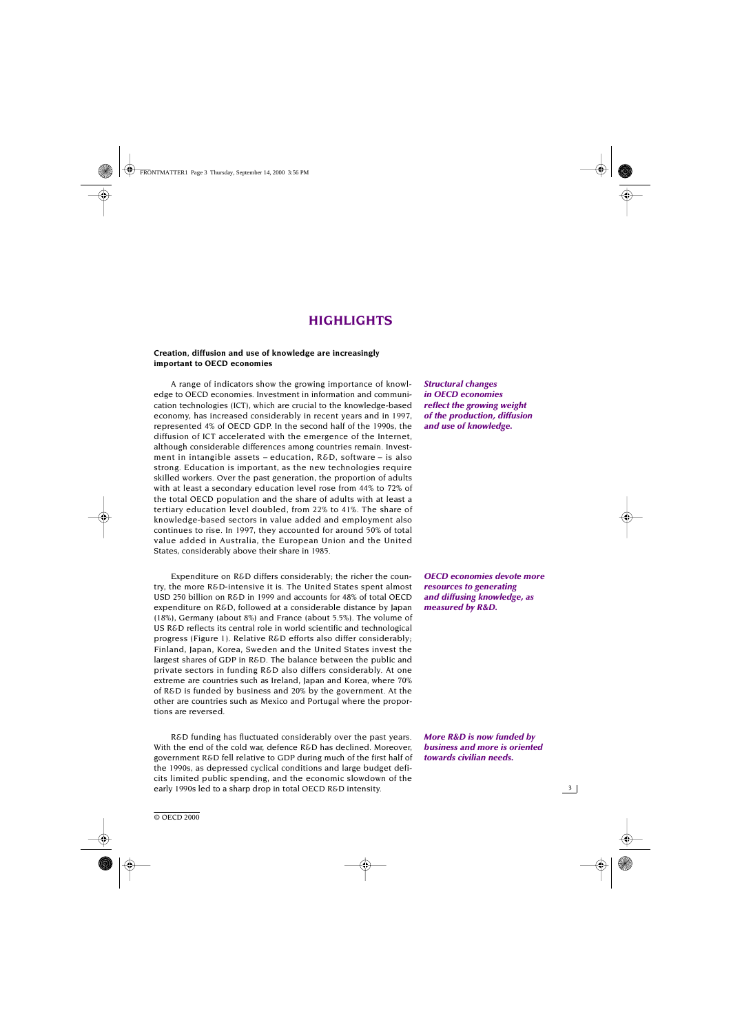# HIGHLIGHTS

**Creation, diffusion and use of knowledge are increasingly important to OECD economies**

***Structural changes in OECD economies reflect the growing weight of the production, diffusion and use of knowledge.***

A range of indicators show the growing importance of knowledge to OECD economies. Investment in information and communication technologies (ICT), which are crucial to the knowledge-based economy, has increased considerably in recent years and in 1997, represented 4% of OECD GDP. In the second half of the 1990s, the diffusion of ICT accelerated with the emergence of the Internet, although considerable differences among countries remain. Investment in intangible assets – education, R&D, software – is also strong. Education is important, as the new technologies require skilled workers. Over the past generation, the proportion of adults with at least a secondary education level rose from 44% to 72% of the total OECD population and the share of adults with at least a tertiary education level doubled, from 22% to 41%. The share of knowledge-based sectors in value added and employment also continues to rise. In 1997, they accounted for around 50% of total value added in Australia, the European Union and the United States, considerably above their share in 1985.

***OECD economies devote more resources to generating and diffusing knowledge, as measured by R&D.***

Expenditure on R&D differs considerably; the richer the country, the more R&D-intensive it is. The United States spent almost USD 250 billion on R&D in 1999 and accounts for 48% of total OECD expenditure on R&D, followed at a considerable distance by Japan (18%), Germany (about 8%) and France (about 5.5%). The volume of US R&D reflects its central role in world scientific and technological progress (Figure 1). Relative R&D efforts also differ considerably; Finland, Japan, Korea, Sweden and the United States invest the largest shares of GDP in R&D. The balance between the public and private sectors in funding R&D also differs considerably. At one extreme are countries such as Ireland, Japan and Korea, where 70% of R&D is funded by business and 20% by the government. At the other are countries such as Mexico and Portugal where the proportions are reversed.

***More R&D is now funded by business and more is oriented towards civilian needs.***

R&D funding has fluctuated considerably over the past years. With the end of the cold war, defence R&D has declined. Moreover, government R&D fell relative to GDP during much of the first half of the 1990s, as depressed cyclical conditions and large budget deficits limited public spending, and the economic slowdown of the early 1990s led to a sharp drop in total OECD R&D intensity.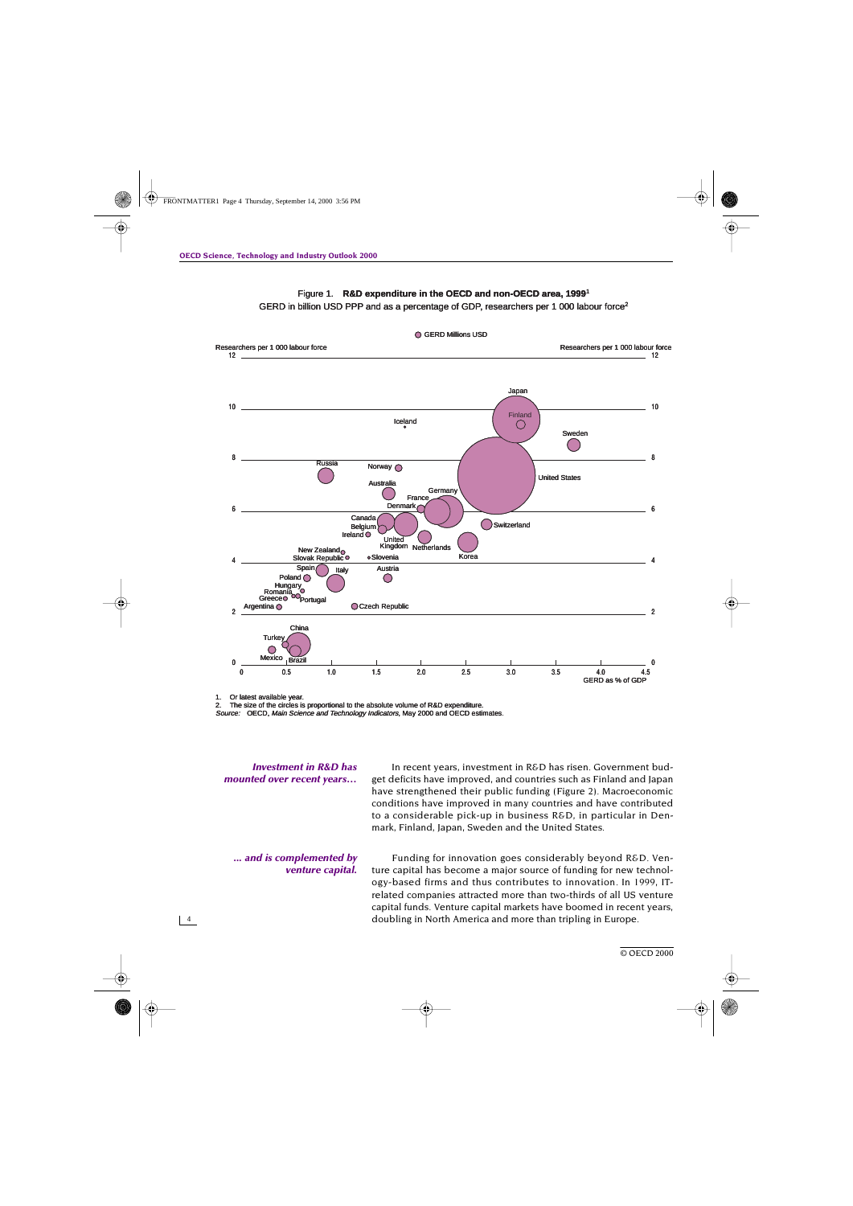Figure 1. **R&D expenditure in the OECD and non-OECD area, 1999**[1]

GERD in billion USD PPP and as a percentage of GDP, researchers per 1 000 labour force[2]

1. Or latest available year.
2. The size of the circles is proportional to the absolute volume of R&D expenditure.

*Source:* OECD, *Main Science and Technology Indicators*, May 2000 and OECD estimates.

***Investment in R&D has mounted over recent years…***

In recent years, investment in R&D has risen. Government budget deficits have improved, and countries such as Finland and Japan have strengthened their public funding (Figure 2). Macroeconomic conditions have improved in many countries and have contributed to a considerable pick-up in business R&D, in particular in Denmark, Finland, Japan, Sweden and the United States.

***… and is complemented by venture capital.***

Funding for innovation goes considerably beyond R&D. Venture capital has become a major source of funding for new technology-based firms and thus contributes to innovation. In 1999, IT-related companies attracted more than two-thirds of all US venture capital funds. Venture capital markets have boomed in recent years, doubling in North America and more than tripling in Europe.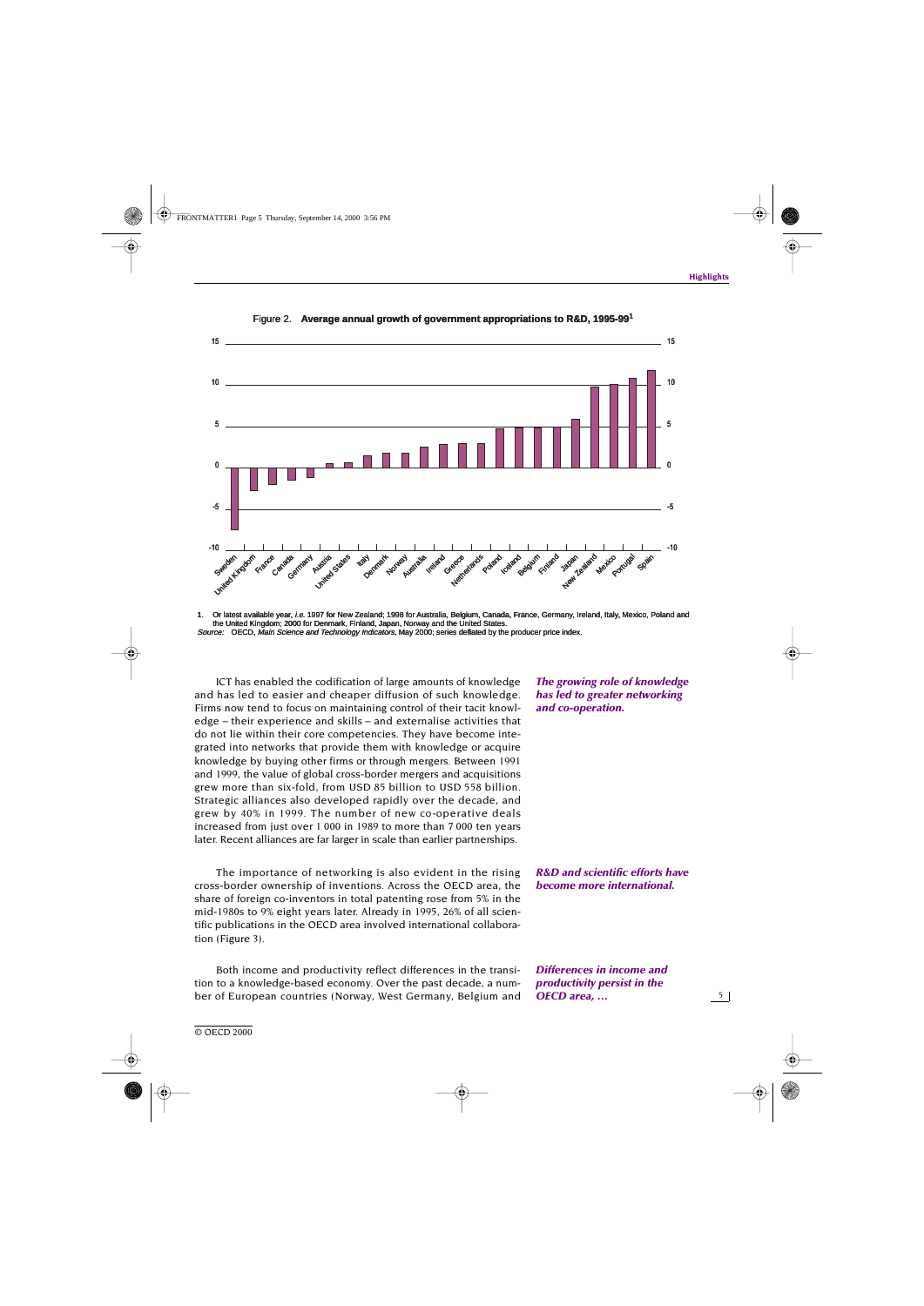Figure 2. **Average annual growth of government appropriations to R&D, 1995-99**[1]

1. Or latest available year, *i.e.* 1997 for New Zealand; 1998 for Australia, Belgium, Canada, France, Germany, Ireland, Italy, Mexico, Poland and the United Kingdom; 2000 for Denmark, Finland, Japan, Norway and the United States.

*Source:* OECD, *Main Science and Technology Indicators*, May 2000; series deflated by the producer price index.

***The growing role of knowledge has led to greater networking and co-operation.***

ICT has enabled the codification of large amounts of knowledge and has led to easier and cheaper diffusion of such knowledge. Firms now tend to focus on maintaining control of their tacit knowledge – their experience and skills – and externalise activities that do not lie within their core competencies. They have become integrated into networks that provide them with knowledge or acquire knowledge by buying other firms or through mergers. Between 1991 and 1999, the value of global cross-border mergers and acquisitions grew more than six-fold, from USD 85 billion to USD 558 billion. Strategic alliances also developed rapidly over the decade, and grew by 40% in 1999. The number of new co-operative deals increased from just over 1 000 in 1989 to more than 7 000 ten years later. Recent alliances are far larger in scale than earlier partnerships.

***R&D and scientific efforts have become more international.***

The importance of networking is also evident in the rising cross-border ownership of inventions. Across the OECD area, the share of foreign co-inventors in total patenting rose from 5% in the mid-1980s to 9% eight years later. Already in 1995, 26% of all scientific publications in the OECD area involved international collaboration (Figure 3).

***Differences in income and productivity persist in the OECD area, ...***

Both income and productivity reflect differences in the transition to a knowledge-based economy. Over the past decade, a number of European countries (Norway, West Germany, Belgium and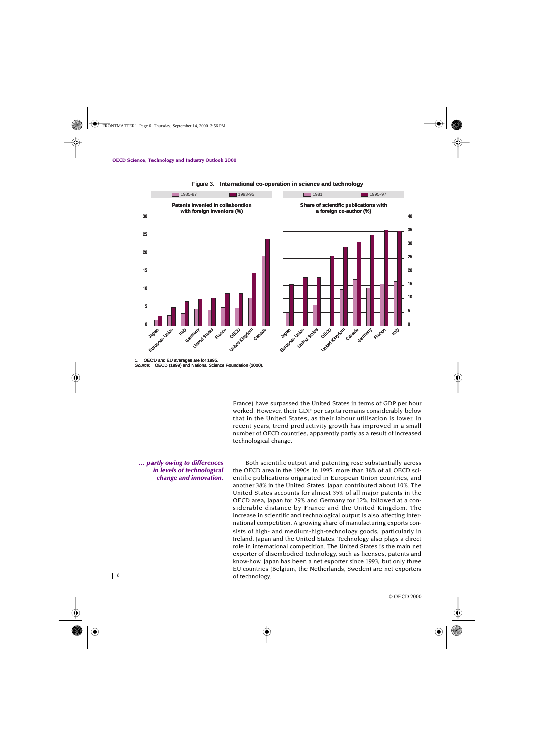Figure 3. **International co-operation in science and technology**

**Patents invented in collaboration with foreign inventors (%)** — 1985-87; 1993-95

**Share of scientific publications with a foreign co-author (%)** — 1981; 1995-97

1. OECD and EU averages are for 1995.
*Source:* OECD (1999) and National Science Foundation (2000).

France) have surpassed the United States in terms of GDP per hour worked. However, their GDP per capita remains considerably below that in the United States, as their labour utilisation is lower. In recent years, trend productivity growth has improved in a small number of OECD countries, apparently partly as a result of increased technological change.

*... partly owing to differences in levels of technological change and innovation.*

Both scientific output and patenting rose substantially across the OECD area in the 1990s. In 1995, more than 38% of all OECD scientific publications originated in European Union countries, and another 38% in the United States. Japan contributed about 10%. The United States accounts for almost 35% of all major patents in the OECD area, Japan for 29% and Germany for 12%, followed at a considerable distance by France and the United Kingdom. The increase in scientific and technological output is also affecting international competition. A growing share of manufacturing exports consists of high- and medium-high-technology goods, particularly in Ireland, Japan and the United States. Technology also plays a direct role in international competition. The United States is the main net exporter of disembodied technology, such as licenses, patents and know-how. Japan has been a net exporter since 1993, but only three EU countries (Belgium, the Netherlands, Sweden) are net exporters of technology.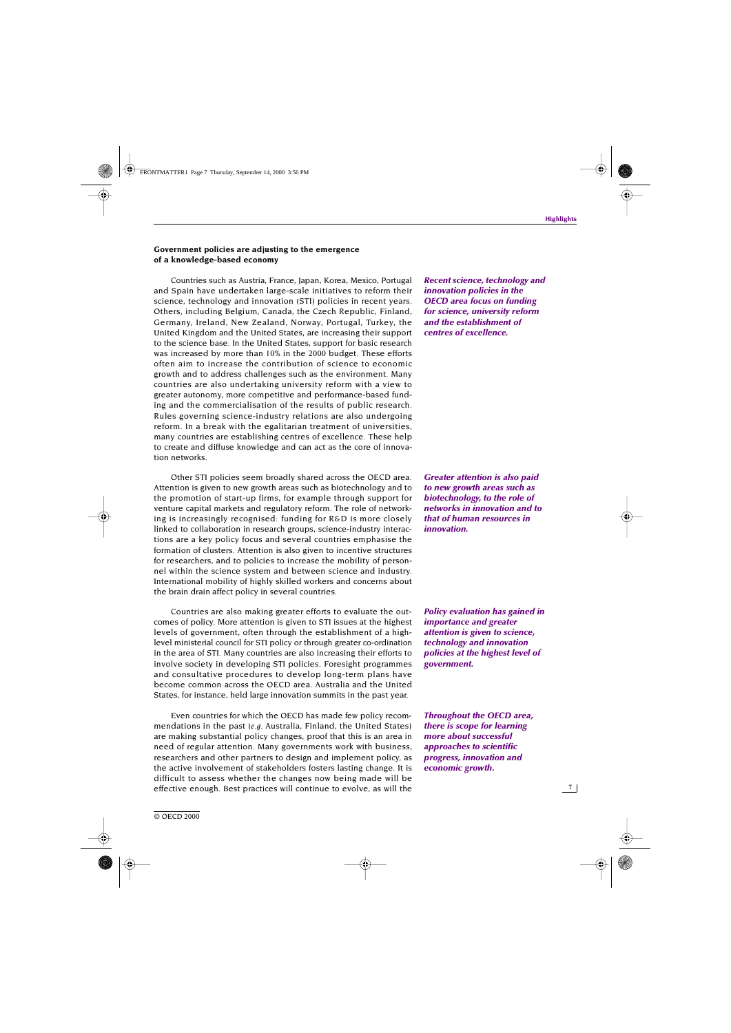### Government policies are adjusting to the emergence of a knowledge-based economy

***Recent science, technology and innovation policies in the OECD area focus on funding for science, university reform and the establishment of centres of excellence.***

Countries such as Austria, France, Japan, Korea, Mexico, Portugal and Spain have undertaken large-scale initiatives to reform their science, technology and innovation (STI) policies in recent years. Others, including Belgium, Canada, the Czech Republic, Finland, Germany, Ireland, New Zealand, Norway, Portugal, Turkey, the United Kingdom and the United States, are increasing their support to the science base. In the United States, support for basic research was increased by more than 10% in the 2000 budget. These efforts often aim to increase the contribution of science to economic growth and to address challenges such as the environment. Many countries are also undertaking university reform with a view to greater autonomy, more competitive and performance-based funding and the commercialisation of the results of public research. Rules governing science-industry relations are also undergoing reform. In a break with the egalitarian treatment of universities, many countries are establishing centres of excellence. These help to create and diffuse knowledge and can act as the core of innovation networks.

***Greater attention is also paid to new growth areas such as biotechnology, to the role of networks in innovation and to that of human resources in innovation.***

Other STI policies seem broadly shared across the OECD area. Attention is given to new growth areas such as biotechnology and to the promotion of start-up firms, for example through support for venture capital markets and regulatory reform. The role of networking is increasingly recognised: funding for R&D is more closely linked to collaboration in research groups, science-industry interactions are a key policy focus and several countries emphasise the formation of clusters. Attention is also given to incentive structures for researchers, and to policies to increase the mobility of personnel within the science system and between science and industry. International mobility of highly skilled workers and concerns about the brain drain affect policy in several countries.

***Policy evaluation has gained in importance and greater attention is given to science, technology and innovation policies at the highest level of government.***

Countries are also making greater efforts to evaluate the outcomes of policy. More attention is given to STI issues at the highest levels of government, often through the establishment of a high-level ministerial council for STI policy or through greater co-ordination in the area of STI. Many countries are also increasing their efforts to involve society in developing STI policies. Foresight programmes and consultative procedures to develop long-term plans have become common across the OECD area. Australia and the United States, for instance, held large innovation summits in the past year.

***Throughout the OECD area, there is scope for learning more about successful approaches to scientific progress, innovation and economic growth.***

Even countries for which the OECD has made few policy recommendations in the past (*e.g.* Australia, Finland, the United States) are making substantial policy changes, proof that this is an area in need of regular attention. Many governments work with business, researchers and other partners to design and implement policy, as the active involvement of stakeholders fosters lasting change. It is difficult to assess whether the changes now being made will be effective enough. Best practices will continue to evolve, as will the

© OECD 2000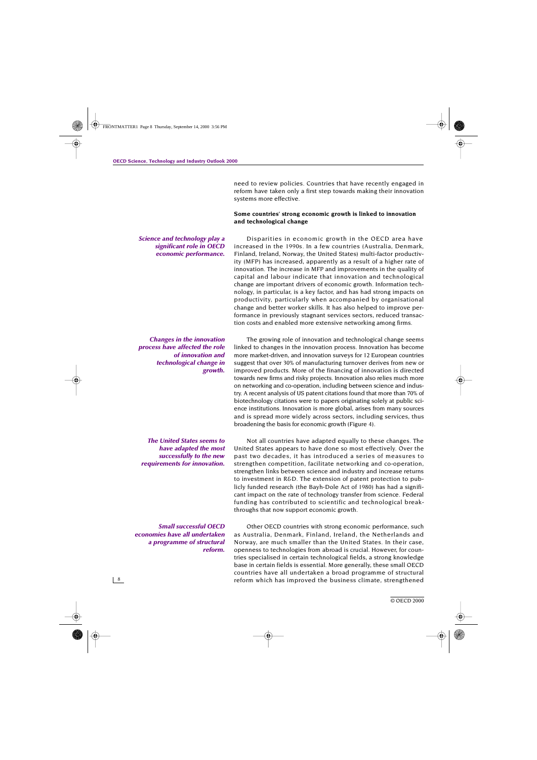need to review policies. Countries that have recently engaged in reform have taken only a first step towards making their innovation systems more effective.

**Some countries' strong economic growth is linked to innovation and technological change**

***Science and technology play a significant role in OECD economic performance.***

Disparities in economic growth in the OECD area have increased in the 1990s. In a few countries (Australia, Denmark, Finland, Ireland, Norway, the United States) multi-factor productivity (MFP) has increased, apparently as a result of a higher rate of innovation. The increase in MFP and improvements in the quality of capital and labour indicate that innovation and technological change are important drivers of economic growth. Information technology, in particular, is a key factor, and has had strong impacts on productivity, particularly when accompanied by organisational change and better worker skills. It has also helped to improve performance in previously stagnant services sectors, reduced transaction costs and enabled more extensive networking among firms.

***Changes in the innovation process have affected the role of innovation and technological change in growth.***

The growing role of innovation and technological change seems linked to changes in the innovation process. Innovation has become more market-driven, and innovation surveys for 12 European countries suggest that over 30% of manufacturing turnover derives from new or improved products. More of the financing of innovation is directed towards new firms and risky projects. Innovation also relies much more on networking and co-operation, including between science and industry. A recent analysis of US patent citations found that more than 70% of biotechnology citations were to papers originating solely at public science institutions. Innovation is more global, arises from many sources and is spread more widely across sectors, including services, thus broadening the basis for economic growth (Figure 4).

***The United States seems to have adapted the most successfully to the new requirements for innovation.***

Not all countries have adapted equally to these changes. The United States appears to have done so most effectively. Over the past two decades, it has introduced a series of measures to strengthen competition, facilitate networking and co-operation, strengthen links between science and industry and increase returns to investment in R&D. The extension of patent protection to publicly funded research (the Bayh-Dole Act of 1980) has had a significant impact on the rate of technology transfer from science. Federal funding has contributed to scientific and technological breakthroughs that now support economic growth.

***Small successful OECD economies have all undertaken a programme of structural reform.***

Other OECD countries with strong economic performance, such as Australia, Denmark, Finland, Ireland, the Netherlands and Norway, are much smaller than the United States. In their case, openness to technologies from abroad is crucial. However, for countries specialised in certain technological fields, a strong knowledge base in certain fields is essential. More generally, these small OECD countries have all undertaken a broad programme of structural reform which has improved the business climate, strengthened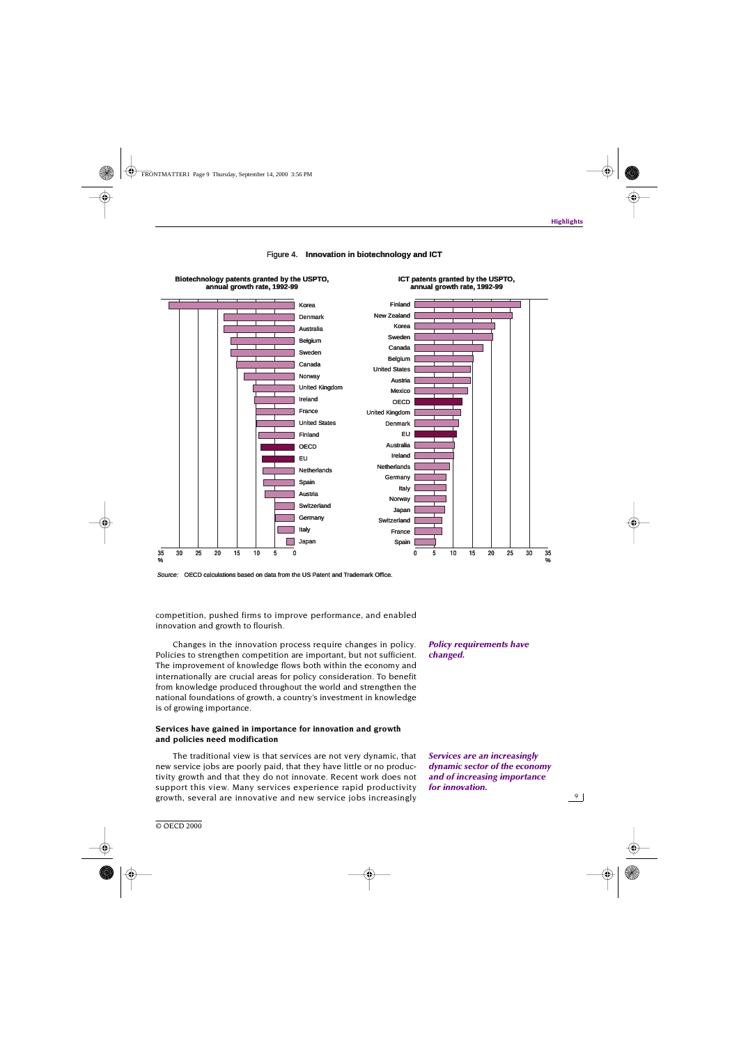Figure 4. **Innovation in biotechnology and ICT**

**Biotechnology patents granted by the USPTO, annual growth rate, 1992-99**

Korea, Denmark, Australia, Belgium, Sweden, Canada, Norway, United Kingdom, Ireland, France, United States, Finland, OECD, EU, Netherlands, Spain, Austria, Switzerland, Germany, Italy, Japan

**ICT patents granted by the USPTO, annual growth rate, 1992-99**

Finland, New Zealand, Korea, Sweden, Canada, Belgium, United States, Austria, Mexico, OECD, United Kingdom, Denmark, EU, Australia, Ireland, Netherlands, Germany, Italy, Norway, Japan, Switzerland, France, Spain

*Source:* OECD calculations based on data from the US Patent and Trademark Office.

competition, pushed firms to improve performance, and enabled innovation and growth to flourish.

***Policy requirements have changed.***

Changes in the innovation process require changes in policy. Policies to strengthen competition are important, but not sufficient. The improvement of knowledge flows both within the economy and internationally are crucial areas for policy consideration. To benefit from knowledge produced throughout the world and strengthen the national foundations of growth, a country's investment in knowledge is of growing importance.

### Services have gained in importance for innovation and growth and policies need modification

***Services are an increasingly dynamic sector of the economy and of increasing importance for innovation.***

The traditional view is that services are not very dynamic, that new service jobs are poorly paid, that they have little or no productivity growth and that they do not innovate. Recent work does not support this view. Many services experience rapid productivity growth, several are innovative and new service jobs increasingly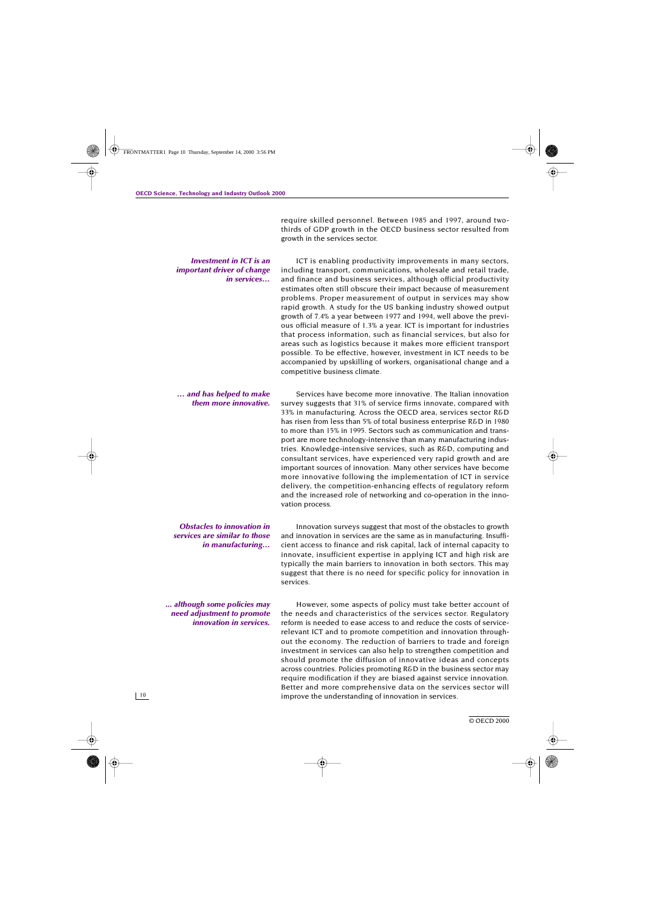require skilled personnel. Between 1985 and 1997, around two-thirds of GDP growth in the OECD business sector resulted from growth in the services sector.

***Investment in ICT is an important driver of change in services…***

ICT is enabling productivity improvements in many sectors, including transport, communications, wholesale and retail trade, and finance and business services, although official productivity estimates often still obscure their impact because of measurement problems. Proper measurement of output in services may show rapid growth. A study for the US banking industry showed output growth of 7.4% a year between 1977 and 1994, well above the previous official measure of 1.3% a year. ICT is important for industries that process information, such as financial services, but also for areas such as logistics because it makes more efficient transport possible. To be effective, however, investment in ICT needs to be accompanied by upskilling of workers, organisational change and a competitive business climate.

***… and has helped to make them more innovative.***

Services have become more innovative. The Italian innovation survey suggests that 31% of service firms innovate, compared with 33% in manufacturing. Across the OECD area, services sector R&D has risen from less than 5% of total business enterprise R&D in 1980 to more than 15% in 1995. Sectors such as communication and transport are more technology-intensive than many manufacturing industries. Knowledge-intensive services, such as R&D, computing and consultant services, have experienced very rapid growth and are important sources of innovation. Many other services have become more innovative following the implementation of ICT in service delivery, the competition-enhancing effects of regulatory reform and the increased role of networking and co-operation in the innovation process.

***Obstacles to innovation in services are similar to those in manufacturing…***

Innovation surveys suggest that most of the obstacles to growth and innovation in services are the same as in manufacturing. Insufficient access to finance and risk capital, lack of internal capacity to innovate, insufficient expertise in applying ICT and high risk are typically the main barriers to innovation in both sectors. This may suggest that there is no need for specific policy for innovation in services.

***… although some policies may need adjustment to promote innovation in services.***

However, some aspects of policy must take better account of the needs and characteristics of the services sector. Regulatory reform is needed to ease access to and reduce the costs of service-relevant ICT and to promote competition and innovation throughout the economy. The reduction of barriers to trade and foreign investment in services can also help to strengthen competition and should promote the diffusion of innovative ideas and concepts across countries. Policies promoting R&D in the business sector may require modification if they are biased against service innovation. Better and more comprehensive data on the services sector will improve the understanding of innovation in services.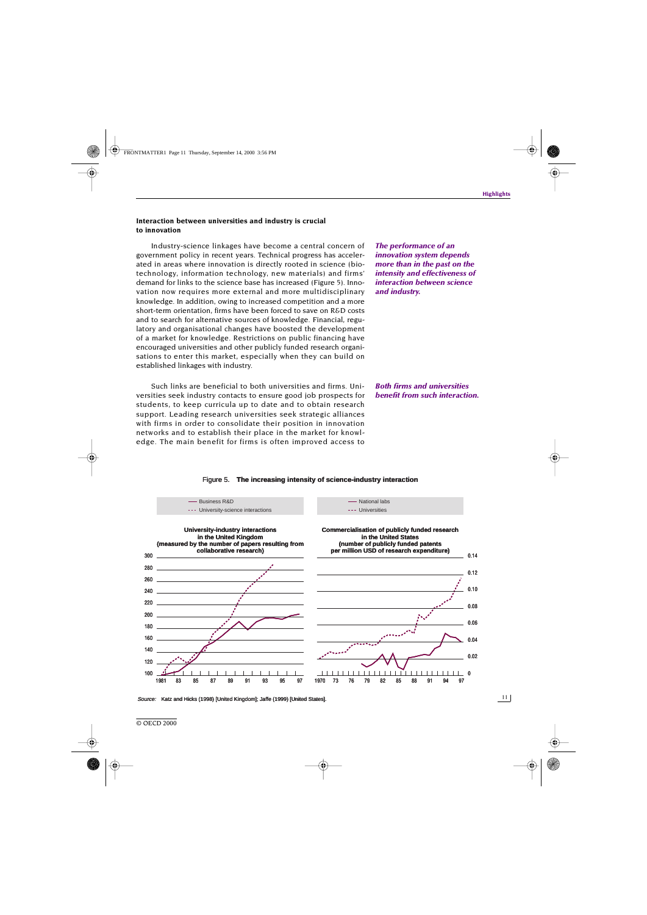### Interaction between universities and industry is crucial to innovation

*The performance of an innovation system depends more than in the past on the intensity and effectiveness of interaction between science and industry.*

Industry-science linkages have become a central concern of government policy in recent years. Technical progress has accelerated in areas where innovation is directly rooted in science (biotechnology, information technology, new materials) and firms' demand for links to the science base has increased (Figure 5). Innovation now requires more external and more multidisciplinary knowledge. In addition, owing to increased competition and a more short-term orientation, firms have been forced to save on R&D costs and to search for alternative sources of knowledge. Financial, regulatory and organisational changes have boosted the development of a market for knowledge. Restrictions on public financing have encouraged universities and other publicly funded research organisations to enter this market, especially when they can build on established linkages with industry.

*Both firms and universities benefit from such interaction.*

Such links are beneficial to both universities and firms. Universities seek industry contacts to ensure good job prospects for students, to keep curricula up to date and to obtain research support. Leading research universities seek strategic alliances with firms in order to consolidate their position in innovation networks and to establish their place in the market for knowledge. The main benefit for firms is often improved access to

Figure 5. **The increasing intensity of science-industry interaction**

Left panel: **University-industry interactions in the United Kingdom (measured by the number of papers resulting from collaborative research)** — Business R&D; University-science interactions (1981–97).

Right panel: **Commercialisation of publicly funded research in the United States (number of publicly funded patents per million USD of research expenditure)** — National labs; Universities (1970–97).

*Source:* Katz and Hicks (1998) [United Kingdom]; Jaffe (1999) [United States].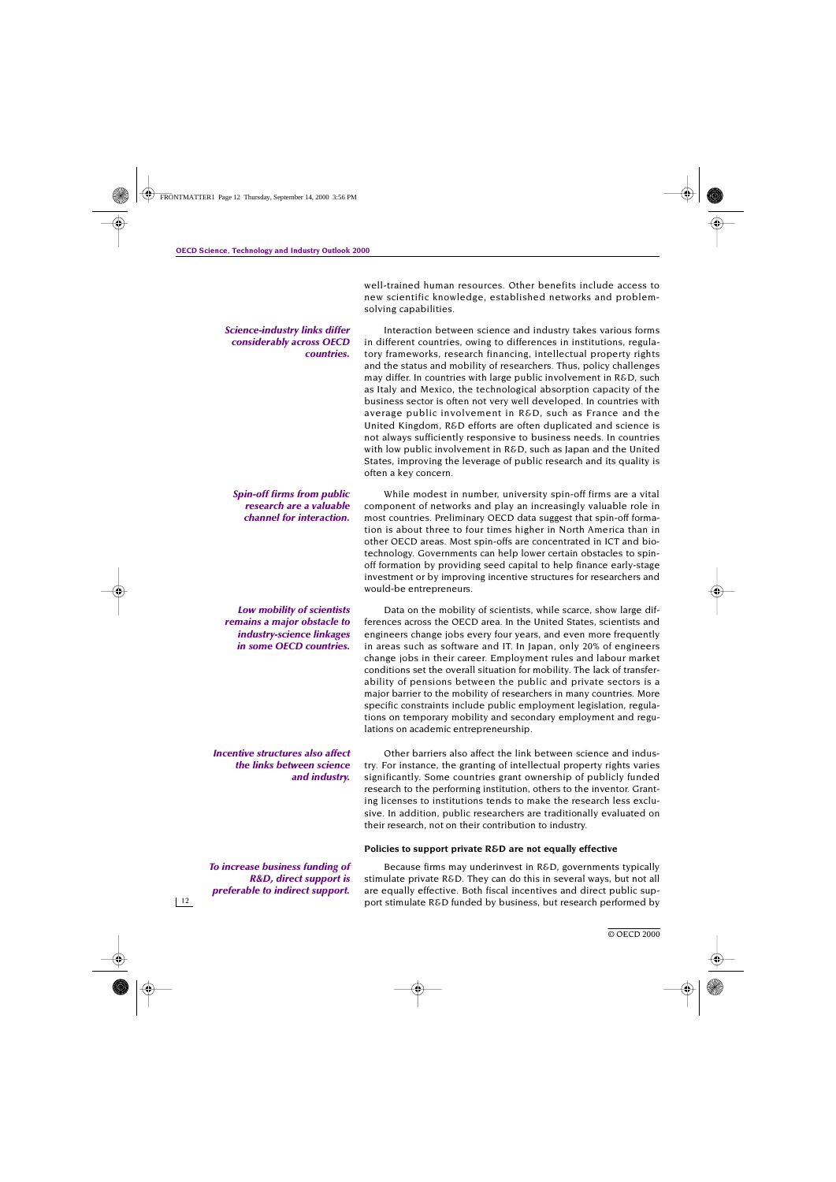well-trained human resources. Other benefits include access to new scientific knowledge, established networks and problem-solving capabilities.

***Science-industry links differ considerably across OECD countries.***

Interaction between science and industry takes various forms in different countries, owing to differences in institutions, regulatory frameworks, research financing, intellectual property rights and the status and mobility of researchers. Thus, policy challenges may differ. In countries with large public involvement in R&D, such as Italy and Mexico, the technological absorption capacity of the business sector is often not very well developed. In countries with average public involvement in R&D, such as France and the United Kingdom, R&D efforts are often duplicated and science is not always sufficiently responsive to business needs. In countries with low public involvement in R&D, such as Japan and the United States, improving the leverage of public research and its quality is often a key concern.

***Spin-off firms from public research are a valuable channel for interaction.***

While modest in number, university spin-off firms are a vital component of networks and play an increasingly valuable role in most countries. Preliminary OECD data suggest that spin-off formation is about three to four times higher in North America than in other OECD areas. Most spin-offs are concentrated in ICT and biotechnology. Governments can help lower certain obstacles to spin-off formation by providing seed capital to help finance early-stage investment or by improving incentive structures for researchers and would-be entrepreneurs.

***Low mobility of scientists remains a major obstacle to industry-science linkages in some OECD countries.***

Data on the mobility of scientists, while scarce, show large differences across the OECD area. In the United States, scientists and engineers change jobs every four years, and even more frequently in areas such as software and IT. In Japan, only 20% of engineers change jobs in their career. Employment rules and labour market conditions set the overall situation for mobility. The lack of transferability of pensions between the public and private sectors is a major barrier to the mobility of researchers in many countries. More specific constraints include public employment legislation, regulations on temporary mobility and secondary employment and regulations on academic entrepreneurship.

***Incentive structures also affect the links between science and industry.***

Other barriers also affect the link between science and industry. For instance, the granting of intellectual property rights varies significantly. Some countries grant ownership of publicly funded research to the performing institution, others to the inventor. Granting licenses to institutions tends to make the research less exclusive. In addition, public researchers are traditionally evaluated on their research, not on their contribution to industry.

#### Policies to support private R&D are not equally effective

***To increase business funding of R&D, direct support is preferable to indirect support.***

Because firms may underinvest in R&D, governments typically stimulate private R&D. They can do this in several ways, but not all are equally effective. Both fiscal incentives and direct public support stimulate R&D funded by business, but research performed by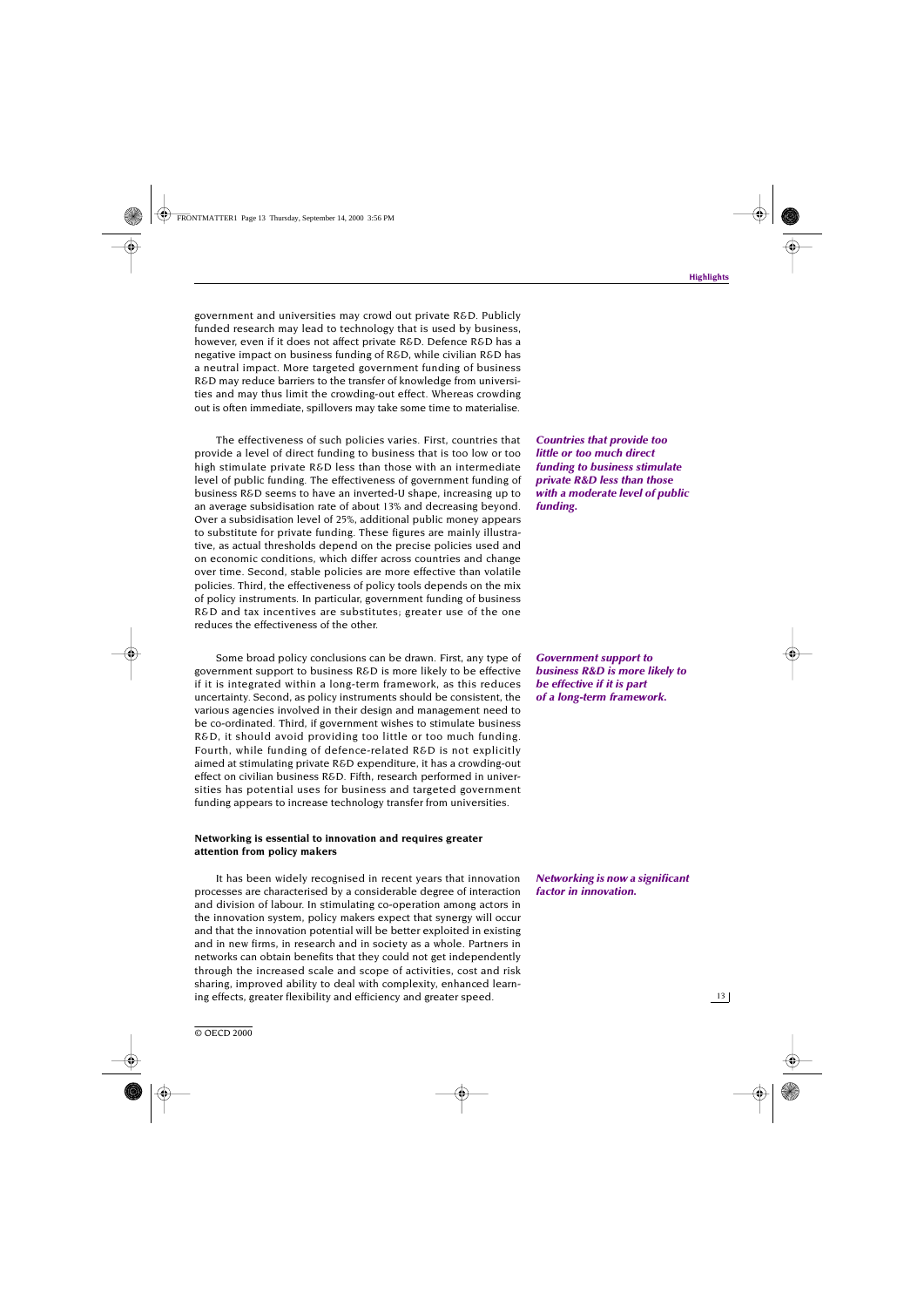government and universities may crowd out private R&D. Publicly funded research may lead to technology that is used by business, however, even if it does not affect private R&D. Defence R&D has a negative impact on business funding of R&D, while civilian R&D has a neutral impact. More targeted government funding of business R&D may reduce barriers to the transfer of knowledge from universities and may thus limit the crowding-out effect. Whereas crowding out is often immediate, spillovers may take some time to materialise.

*Countries that provide too little or too much direct funding to business stimulate private R&D less than those with a moderate level of public funding.*

The effectiveness of such policies varies. First, countries that provide a level of direct funding to business that is too low or too high stimulate private R&D less than those with an intermediate level of public funding. The effectiveness of government funding of business R&D seems to have an inverted-U shape, increasing up to an average subsidisation rate of about 13% and decreasing beyond. Over a subsidisation level of 25%, additional public money appears to substitute for private funding. These figures are mainly illustrative, as actual thresholds depend on the precise policies used and on economic conditions, which differ across countries and change over time. Second, stable policies are more effective than volatile policies. Third, the effectiveness of policy tools depends on the mix of policy instruments. In particular, government funding of business R&D and tax incentives are substitutes; greater use of the one reduces the effectiveness of the other.

*Government support to business R&D is more likely to be effective if it is part of a long-term framework.*

Some broad policy conclusions can be drawn. First, any type of government support to business R&D is more likely to be effective if it is integrated within a long-term framework, as this reduces uncertainty. Second, as policy instruments should be consistent, the various agencies involved in their design and management need to be co-ordinated. Third, if government wishes to stimulate business R&D, it should avoid providing too little or too much funding. Fourth, while funding of defence-related R&D is not explicitly aimed at stimulating private R&D expenditure, it has a crowding-out effect on civilian business R&D. Fifth, research performed in universities has potential uses for business and targeted government funding appears to increase technology transfer from universities.

**Networking is essential to innovation and requires greater attention from policy makers**

*Networking is now a significant factor in innovation.*

It has been widely recognised in recent years that innovation processes are characterised by a considerable degree of interaction and division of labour. In stimulating co-operation among actors in the innovation system, policy makers expect that synergy will occur and that the innovation potential will be better exploited in existing and in new firms, in research and in society as a whole. Partners in networks can obtain benefits that they could not get independently through the increased scale and scope of activities, cost and risk sharing, improved ability to deal with complexity, enhanced learning effects, greater flexibility and efficiency and greater speed.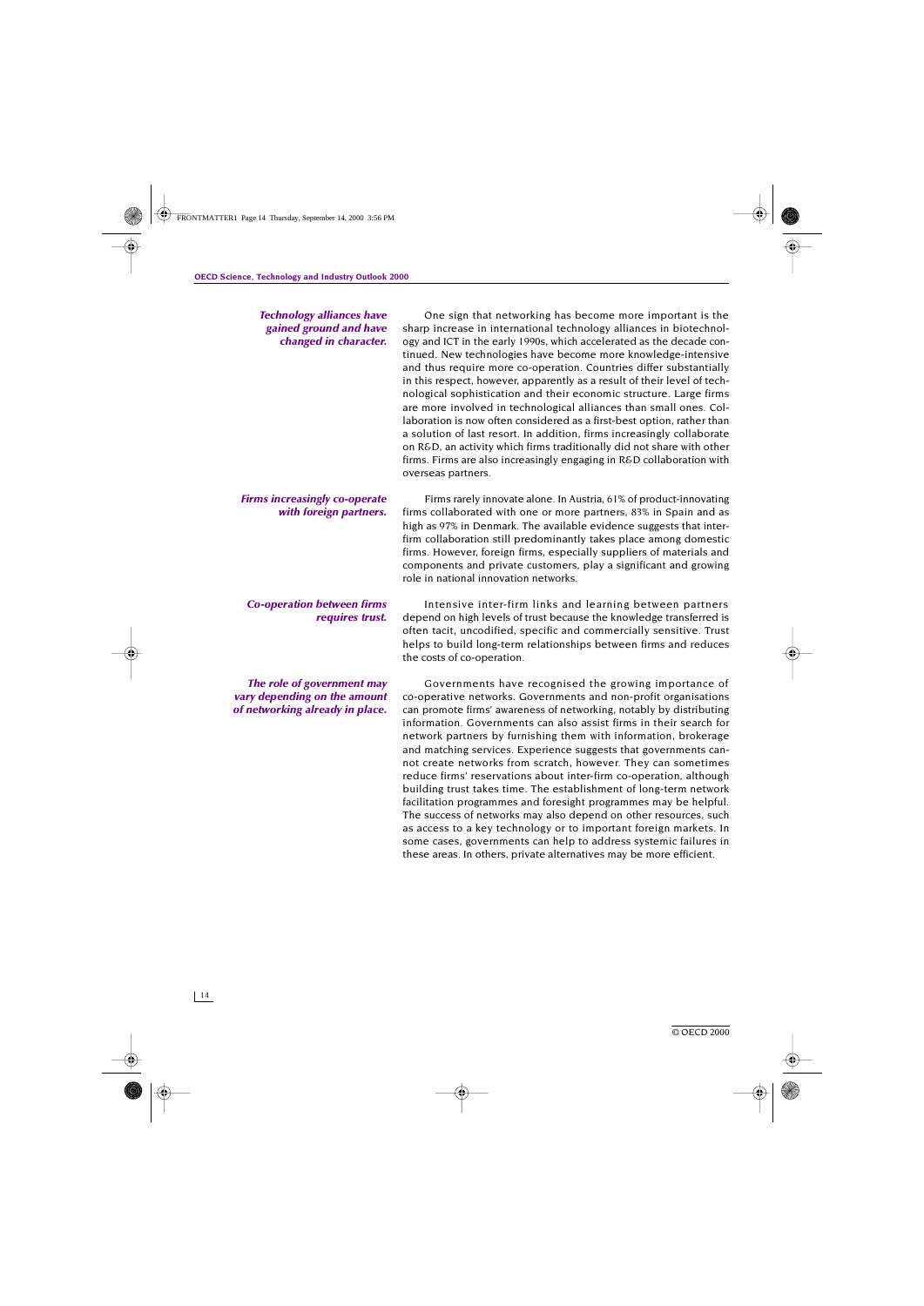*Technology alliances have gained ground and have changed in character.*

One sign that networking has become more important is the sharp increase in international technology alliances in biotechnology and ICT in the early 1990s, which accelerated as the decade continued. New technologies have become more knowledge-intensive and thus require more co-operation. Countries differ substantially in this respect, however, apparently as a result of their level of technological sophistication and their economic structure. Large firms are more involved in technological alliances than small ones. Collaboration is now often considered as a first-best option, rather than a solution of last resort. In addition, firms increasingly collaborate on R&D, an activity which firms traditionally did not share with other firms. Firms are also increasingly engaging in R&D collaboration with overseas partners.

*Firms increasingly co-operate with foreign partners.*

Firms rarely innovate alone. In Austria, 61% of product-innovating firms collaborated with one or more partners, 83% in Spain and as high as 97% in Denmark. The available evidence suggests that inter-firm collaboration still predominantly takes place among domestic firms. However, foreign firms, especially suppliers of materials and components and private customers, play a significant and growing role in national innovation networks.

*Co-operation between firms requires trust.*

Intensive inter-firm links and learning between partners depend on high levels of trust because the knowledge transferred is often tacit, uncodified, specific and commercially sensitive. Trust helps to build long-term relationships between firms and reduces the costs of co-operation.

*The role of government may vary depending on the amount of networking already in place.*

Governments have recognised the growing importance of co-operative networks. Governments and non-profit organisations can promote firms' awareness of networking, notably by distributing information. Governments can also assist firms in their search for network partners by furnishing them with information, brokerage and matching services. Experience suggests that governments cannot create networks from scratch, however. They can sometimes reduce firms' reservations about inter-firm co-operation, although building trust takes time. The establishment of long-term network facilitation programmes and foresight programmes may be helpful. The success of networks may also depend on other resources, such as access to a key technology or to important foreign markets. In some cases, governments can help to address systemic failures in these areas. In others, private alternatives may be more efficient.